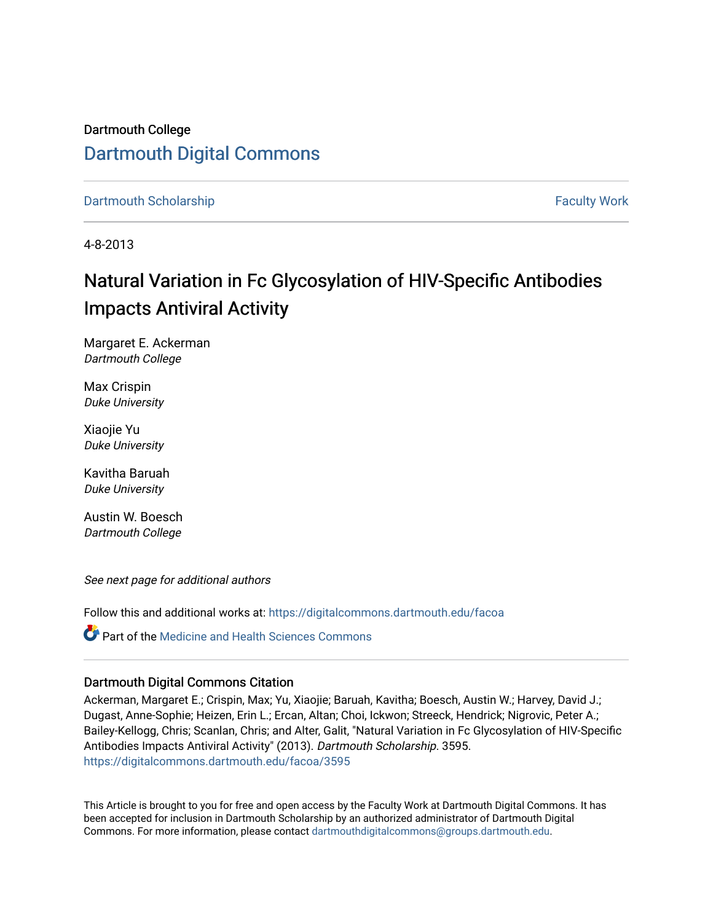Dartmouth College

# Dartmouth Digital Commons

Dartmouth Scholarship

Faculty Work

4-8-2013

# Natural Variation in Fc Glycosylation of HIV-Specific Antibodies Impacts Antiviral Activity

Margaret E. Ackerman
*Dartmouth College*

Max Crispin
*Duke University*

Xiaojie Yu
*Duke University*

Kavitha Baruah
*Duke University*

Austin W. Boesch
*Dartmouth College*

*See next page for additional authors*

Follow this and additional works at: https://digitalcommons.dartmouth.edu/facoa

Part of the Medicine and Health Sciences Commons

## Dartmouth Digital Commons Citation

Ackerman, Margaret E.; Crispin, Max; Yu, Xiaojie; Baruah, Kavitha; Boesch, Austin W.; Harvey, David J.; Dugast, Anne-Sophie; Heizen, Erin L.; Ercan, Altan; Choi, Ickwon; Streeck, Hendrick; Nigrovic, Peter A.; Bailey-Kellogg, Chris; Scanlan, Chris; and Alter, Galit, "Natural Variation in Fc Glycosylation of HIV-Specific Antibodies Impacts Antiviral Activity" (2013). *Dartmouth Scholarship*. 3595.
https://digitalcommons.dartmouth.edu/facoa/3595

This Article is brought to you for free and open access by the Faculty Work at Dartmouth Digital Commons. It has been accepted for inclusion in Dartmouth Scholarship by an authorized administrator of Dartmouth Digital Commons. For more information, please contact dartmouthdigitalcommons@groups.dartmouth.edu.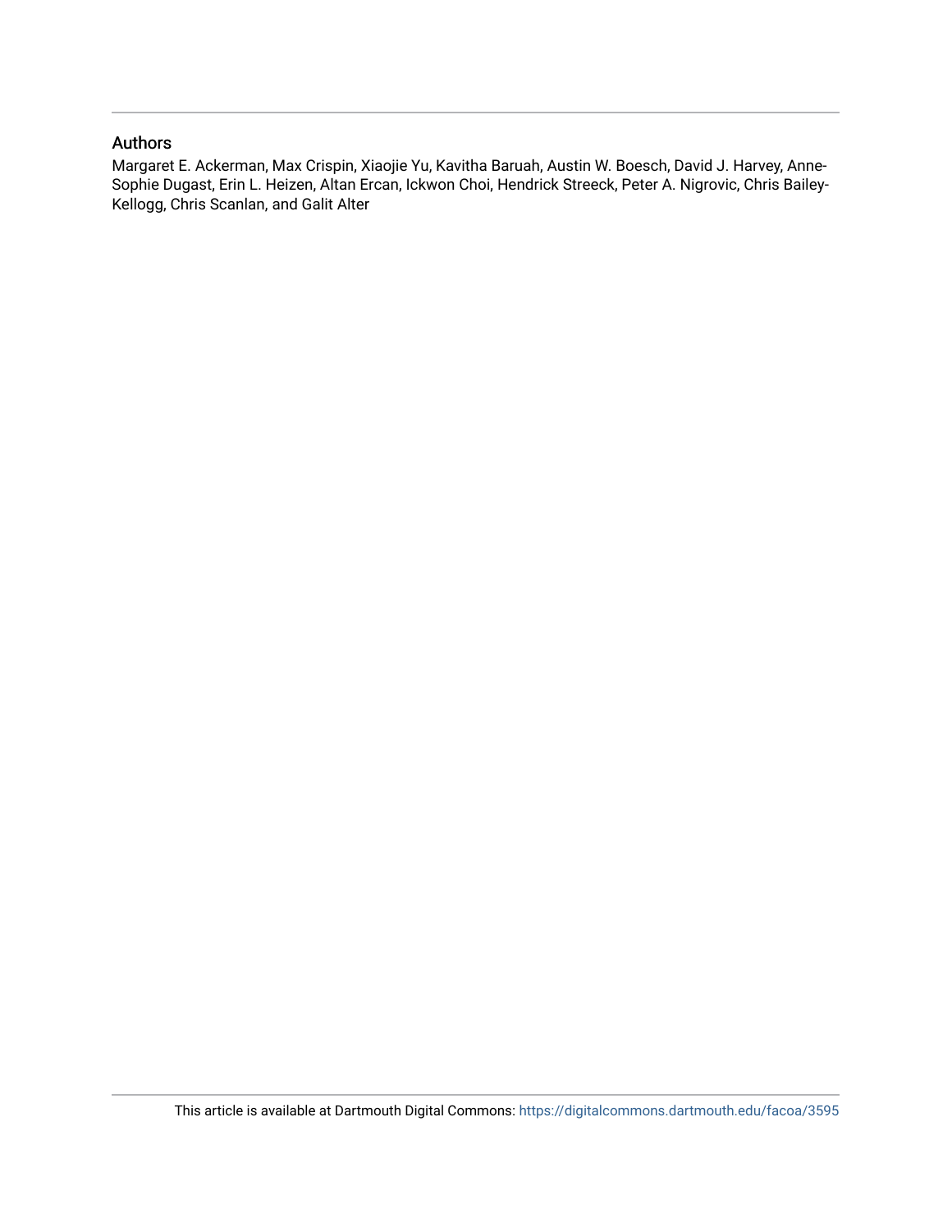## Authors

Margaret E. Ackerman, Max Crispin, Xiaojie Yu, Kavitha Baruah, Austin W. Boesch, David J. Harvey, Anne-Sophie Dugast, Erin L. Heizen, Altan Ercan, Ickwon Choi, Hendrick Streeck, Peter A. Nigrovic, Chris Bailey-Kellogg, Chris Scanlan, and Galit Alter

This article is available at Dartmouth Digital Commons: https://digitalcommons.dartmouth.edu/facoa/3595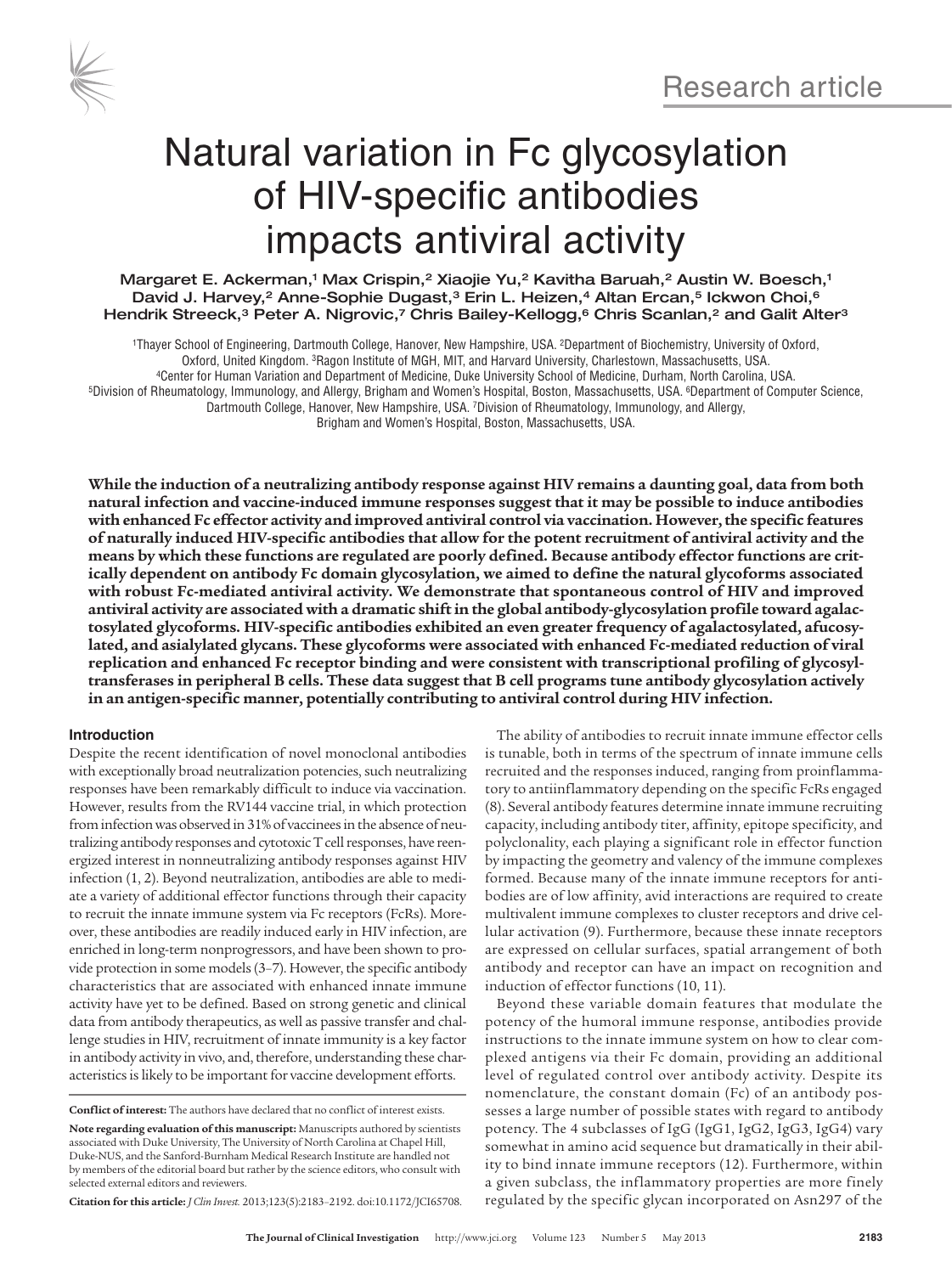# Natural variation in Fc glycosylation of HIV-specific antibodies impacts antiviral activity

Margaret E. Ackerman,[1] Max Crispin,[2] Xiaojie Yu,[2] Kavitha Baruah,[2] Austin W. Boesch,[1] David J. Harvey,[2] Anne-Sophie Dugast,[3] Erin L. Heizen,[4] Altan Ercan,[5] Ickwon Choi,[6] Hendrik Streeck,[3] Peter A. Nigrovic,[7] Chris Bailey-Kellogg,[6] Chris Scanlan,[2] and Galit Alter[3]

[1]Thayer School of Engineering, Dartmouth College, Hanover, New Hampshire, USA. [2]Department of Biochemistry, University of Oxford, Oxford, United Kingdom. [3]Ragon Institute of MGH, MIT, and Harvard University, Charlestown, Massachusetts, USA. [4]Center for Human Variation and Department of Medicine, Duke University School of Medicine, Durham, North Carolina, USA. [5]Division of Rheumatology, Immunology, and Allergy, Brigham and Women's Hospital, Boston, Massachusetts, USA. [6]Department of Computer Science, Dartmouth College, Hanover, New Hampshire, USA. [7]Division of Rheumatology, Immunology, and Allergy, Brigham and Women's Hospital, Boston, Massachusetts, USA.

**While the induction of a neutralizing antibody response against HIV remains a daunting goal, data from both natural infection and vaccine-induced immune responses suggest that it may be possible to induce antibodies with enhanced Fc effector activity and improved antiviral control via vaccination. However, the specific features of naturally induced HIV-specific antibodies that allow for the potent recruitment of antiviral activity and the means by which these functions are regulated are poorly defined. Because antibody effector functions are critically dependent on antibody Fc domain glycosylation, we aimed to define the natural glycoforms associated with robust Fc-mediated antiviral activity. We demonstrate that spontaneous control of HIV and improved antiviral activity are associated with a dramatic shift in the global antibody-glycosylation profile toward agalactosylated glycoforms. HIV-specific antibodies exhibited an even greater frequency of agalactosylated, afucosylated, and asialylated glycans. These glycoforms were associated with enhanced Fc-mediated reduction of viral replication and enhanced Fc receptor binding and were consistent with transcriptional profiling of glycosyltransferases in peripheral B cells. These data suggest that B cell programs tune antibody glycosylation actively in an antigen-specific manner, potentially contributing to antiviral control during HIV infection.**

## Introduction

Despite the recent identification of novel monoclonal antibodies with exceptionally broad neutralization potencies, such neutralizing responses have been remarkably difficult to induce via vaccination. However, results from the RV144 vaccine trial, in which protection from infection was observed in 31% of vaccinees in the absence of neutralizing antibody responses and cytotoxic T cell responses, have reenergized interest in nonneutralizing antibody responses against HIV infection (1, 2). Beyond neutralization, antibodies are able to mediate a variety of additional effector functions through their capacity to recruit the innate immune system via Fc receptors (FcRs). Moreover, these antibodies are readily induced early in HIV infection, are enriched in long-term nonprogressors, and have been shown to provide protection in some models (3–7). However, the specific antibody characteristics that are associated with enhanced innate immune activity have yet to be defined. Based on strong genetic and clinical data from antibody therapeutics, as well as passive transfer and challenge studies in HIV, recruitment of innate immunity is a key factor in antibody activity in vivo, and, therefore, understanding these characteristics is likely to be important for vaccine development efforts.

The ability of antibodies to recruit innate immune effector cells is tunable, both in terms of the spectrum of innate immune cells recruited and the responses induced, ranging from proinflammatory to antiinflammatory depending on the specific FcRs engaged (8). Several antibody features determine innate immune recruiting capacity, including antibody titer, affinity, epitope specificity, and polyclonality, each playing a significant role in effector function by impacting the geometry and valency of the immune complexes formed. Because many of the innate immune receptors for antibodies are of low affinity, avid interactions are required to create multivalent immune complexes to cluster receptors and drive cellular activation (9). Furthermore, because these innate receptors are expressed on cellular surfaces, spatial arrangement of both antibody and receptor can have an impact on recognition and induction of effector functions (10, 11).

Beyond these variable domain features that modulate the potency of the humoral immune response, antibodies provide instructions to the innate immune system on how to clear complexed antigens via their Fc domain, providing an additional level of regulated control over antibody activity. Despite its nomenclature, the constant domain (Fc) of an antibody possesses a large number of possible states with regard to antibody potency. The 4 subclasses of IgG (IgG1, IgG2, IgG3, IgG4) vary somewhat in amino acid sequence but dramatically in their ability to bind innate immune receptors (12). Furthermore, within a given subclass, the inflammatory properties are more finely regulated by the specific glycan incorporated on Asn297 of the

**Conflict of interest:** The authors have declared that no conflict of interest exists.

**Note regarding evaluation of this manuscript:** Manuscripts authored by scientists associated with Duke University, The University of North Carolina at Chapel Hill, Duke-NUS, and the Sanford-Burnham Medical Research Institute are handled not by members of the editorial board but rather by the science editors, who consult with selected external editors and reviewers.

**Citation for this article:** *J Clin Invest.* 2013;123(5):2183–2192. doi:10.1172/JCI65708.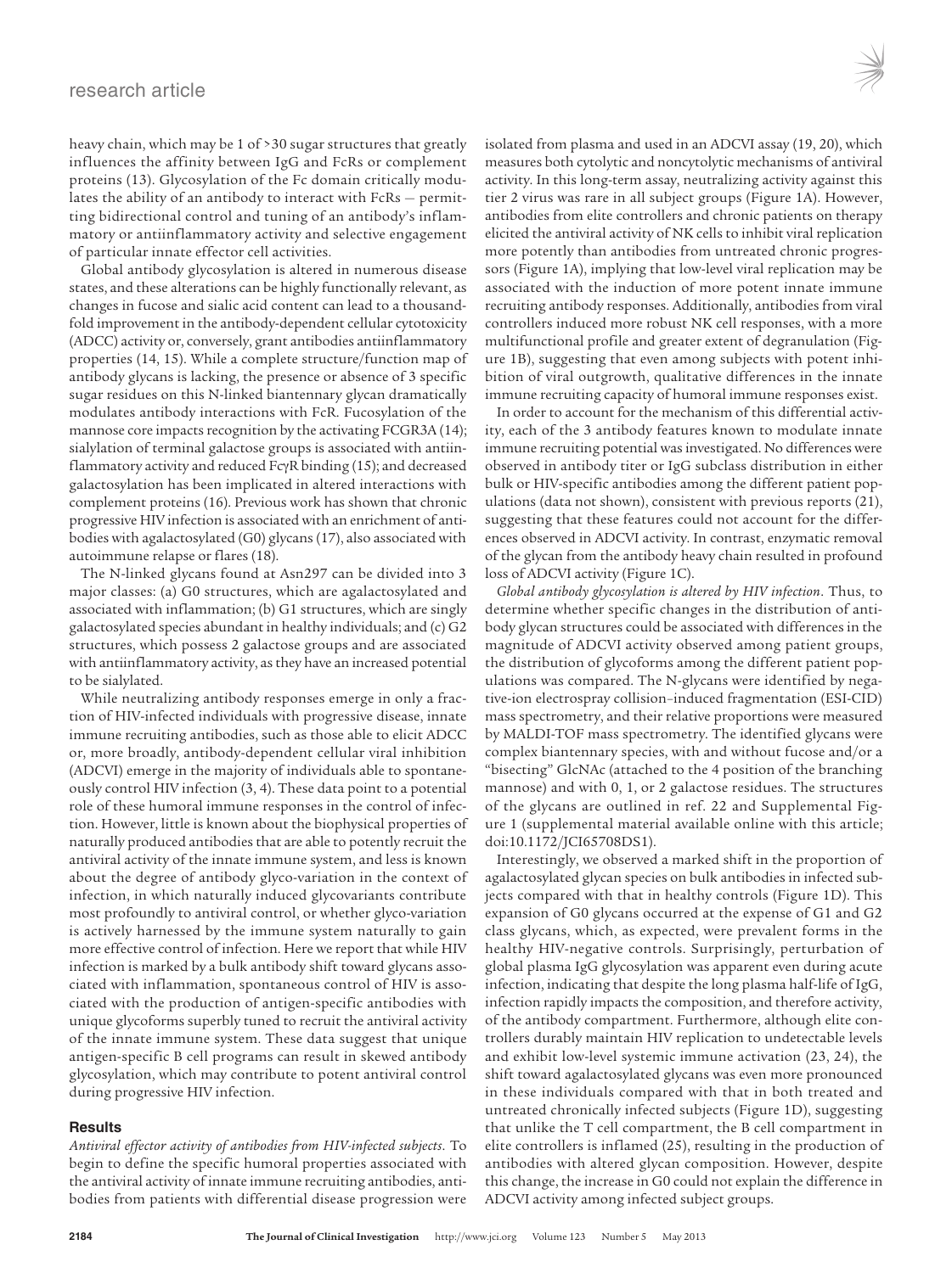heavy chain, which may be 1 of >30 sugar structures that greatly influences the affinity between IgG and FcRs or complement proteins (13). Glycosylation of the Fc domain critically modulates the ability of an antibody to interact with FcRs — permitting bidirectional control and tuning of an antibody's inflammatory or antiinflammatory activity and selective engagement of particular innate effector cell activities.

Global antibody glycosylation is altered in numerous disease states, and these alterations can be highly functionally relevant, as changes in fucose and sialic acid content can lead to a thousand-fold improvement in the antibody-dependent cellular cytotoxicity (ADCC) activity or, conversely, grant antibodies antiinflammatory properties (14, 15). While a complete structure/function map of antibody glycans is lacking, the presence or absence of 3 specific sugar residues on this N-linked biantennary glycan dramatically modulates antibody interactions with FcR. Fucosylation of the mannose core impacts recognition by the activating FCGR3A (14); sialylation of terminal galactose groups is associated with antiinflammatory activity and reduced FcγR binding (15); and decreased galactosylation has been implicated in altered interactions with complement proteins (16). Previous work has shown that chronic progressive HIV infection is associated with an enrichment of antibodies with agalactosylated (G0) glycans (17), also associated with autoimmune relapse or flares (18).

The N-linked glycans found at Asn297 can be divided into 3 major classes: (a) G0 structures, which are agalactosylated and associated with inflammation; (b) G1 structures, which are singly galactosylated species abundant in healthy individuals; and (c) G2 structures, which possess 2 galactose groups and are associated with antiinflammatory activity, as they have an increased potential to be sialylated.

While neutralizing antibody responses emerge in only a fraction of HIV-infected individuals with progressive disease, innate immune recruiting antibodies, such as those able to elicit ADCC or, more broadly, antibody-dependent cellular viral inhibition (ADCVI) emerge in the majority of individuals able to spontaneously control HIV infection (3, 4). These data point to a potential role of these humoral immune responses in the control of infection. However, little is known about the biophysical properties of naturally produced antibodies that are able to potently recruit the antiviral activity of the innate immune system, and less is known about the degree of antibody glyco-variation in the context of infection, in which naturally induced glycovariants contribute most profoundly to antiviral control, or whether glyco-variation is actively harnessed by the immune system naturally to gain more effective control of infection. Here we report that while HIV infection is marked by a bulk antibody shift toward glycans associated with inflammation, spontaneous control of HIV is associated with the production of antigen-specific antibodies with unique glycoforms superbly tuned to recruit the antiviral activity of the innate immune system. These data suggest that unique antigen-specific B cell programs can result in skewed antibody glycosylation, which may contribute to potent antiviral control during progressive HIV infection.

## Results

*Antiviral effector activity of antibodies from HIV-infected subjects.* To begin to define the specific humoral properties associated with the antiviral activity of innate immune recruiting antibodies, antibodies from patients with differential disease progression were isolated from plasma and used in an ADCVI assay (19, 20), which measures both cytolytic and noncytolytic mechanisms of antiviral activity. In this long-term assay, neutralizing activity against this tier 2 virus was rare in all subject groups (Figure 1A). However, antibodies from elite controllers and chronic patients on therapy elicited the antiviral activity of NK cells to inhibit viral replication more potently than antibodies from untreated chronic progressors (Figure 1A), implying that low-level viral replication may be associated with the induction of more potent innate immune recruiting antibody responses. Additionally, antibodies from viral controllers induced more robust NK cell responses, with a more multifunctional profile and greater extent of degranulation (Figure 1B), suggesting that even among subjects with potent inhibition of viral outgrowth, qualitative differences in the innate immune recruiting capacity of humoral immune responses exist.

In order to account for the mechanism of this differential activity, each of the 3 antibody features known to modulate innate immune recruiting potential was investigated. No differences were observed in antibody titer or IgG subclass distribution in either bulk or HIV-specific antibodies among the different patient populations (data not shown), consistent with previous reports (21), suggesting that these features could not account for the differences observed in ADCVI activity. In contrast, enzymatic removal of the glycan from the antibody heavy chain resulted in profound loss of ADCVI activity (Figure 1C).

*Global antibody glycosylation is altered by HIV infection.* Thus, to determine whether specific changes in the distribution of antibody glycan structures could be associated with differences in the magnitude of ADCVI activity observed among patient groups, the distribution of glycoforms among the different patient populations was compared. The N-glycans were identified by negative-ion electrospray collision–induced fragmentation (ESI-CID) mass spectrometry, and their relative proportions were measured by MALDI-TOF mass spectrometry. The identified glycans were complex biantennary species, with and without fucose and/or a "bisecting" GlcNAc (attached to the 4 position of the branching mannose) and with 0, 1, or 2 galactose residues. The structures of the glycans are outlined in ref. 22 and Supplemental Figure 1 (supplemental material available online with this article; doi:10.1172/JCI65708DS1).

Interestingly, we observed a marked shift in the proportion of agalactosylated glycan species on bulk antibodies in infected subjects compared with that in healthy controls (Figure 1D). This expansion of G0 glycans occurred at the expense of G1 and G2 class glycans, which, as expected, were prevalent forms in the healthy HIV-negative controls. Surprisingly, perturbation of global plasma IgG glycosylation was apparent even during acute infection, indicating that despite the long plasma half-life of IgG, infection rapidly impacts the composition, and therefore activity, of the antibody compartment. Furthermore, although elite controllers durably maintain HIV replication to undetectable levels and exhibit low-level systemic immune activation (23, 24), the shift toward agalactosylated glycans was even more pronounced in these individuals compared with that in both treated and untreated chronically infected subjects (Figure 1D), suggesting that unlike the T cell compartment, the B cell compartment in elite controllers is inflamed (25), resulting in the production of antibodies with altered glycan composition. However, despite this change, the increase in G0 could not explain the difference in ADCVI activity among infected subject groups.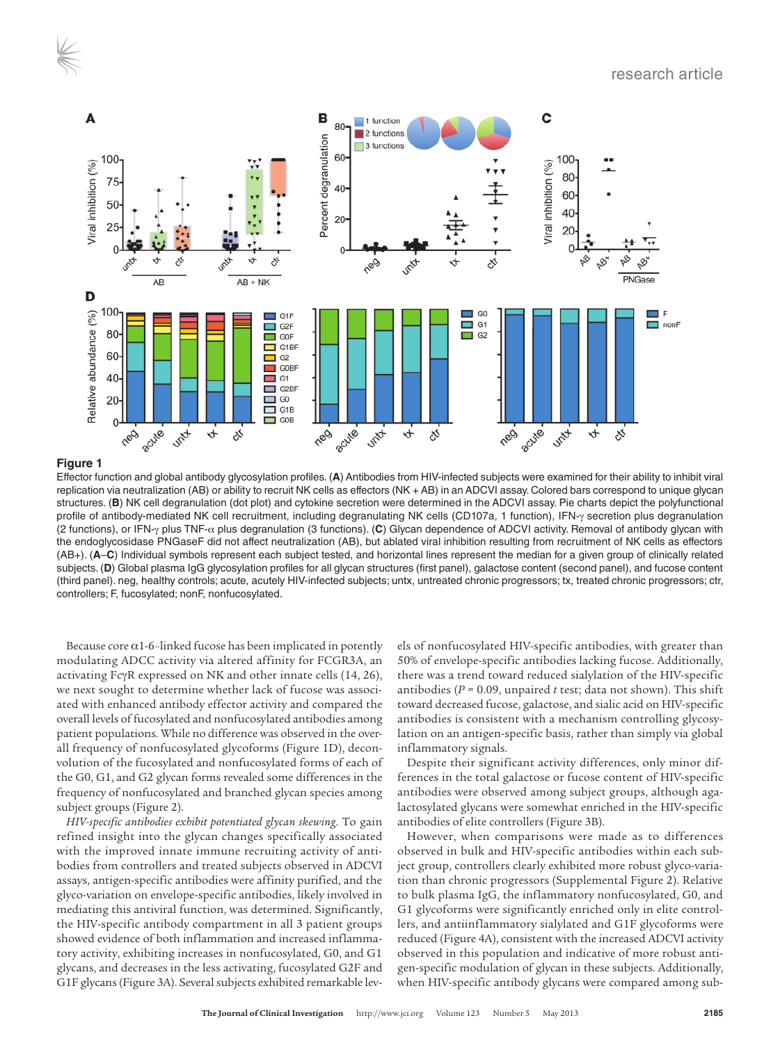**Figure 1**

Effector function and global antibody glycosylation profiles. (**A**) Antibodies from HIV-infected subjects were examined for their ability to inhibit viral replication via neutralization (AB) or ability to recruit NK cells as effectors (NK + AB) in an ADCVI assay. Colored bars correspond to unique glycan structures. (**B**) NK cell degranulation (dot plot) and cytokine secretion were determined in the ADCVI assay. Pie charts depict the polyfunctional profile of antibody-mediated NK cell recruitment, including degranulating NK cells (CD107a, 1 function), IFN-γ secretion plus degranulation (2 functions), or IFN-γ plus TNF-α plus degranulation (3 functions). (**C**) Glycan dependence of ADCVI activity. Removal of antibody glycan with the endoglycosidase PNGaseF did not affect neutralization (AB), but ablated viral inhibition resulting from recruitment of NK cells as effectors (AB+). (**A**–**C**) Individual symbols represent each subject tested, and horizontal lines represent the median for a given group of clinically related subjects. (**D**) Global plasma IgG glycosylation profiles for all glycan structures (first panel), galactose content (second panel), and fucose content (third panel). neg, healthy controls; acute, acutely HIV-infected subjects; untx, untreated chronic progressors; tx, treated chronic progressors; ctr, controllers; F, fucosylated; nonF, nonfucosylated.

Because core α1-6–linked fucose has been implicated in potently modulating ADCC activity via altered affinity for FCGR3A, an activating FcγR expressed on NK and other innate cells (14, 26), we next sought to determine whether lack of fucose was associated with enhanced antibody effector activity and compared the overall levels of fucosylated and nonfucosylated antibodies among patient populations. While no difference was observed in the overall frequency of nonfucosylated glycoforms (Figure 1D), deconvolution of the fucosylated and nonfucosylated forms of each of the G0, G1, and G2 glycan forms revealed some differences in the frequency of nonfucosylated and branched glycan species among subject groups (Figure 2).

*HIV-specific antibodies exhibit potentiated glycan skewing.* To gain refined insight into the glycan changes specifically associated with the improved innate immune recruiting activity of antibodies from controllers and treated subjects observed in ADCVI assays, antigen-specific antibodies were affinity purified, and the glyco-variation on envelope-specific antibodies, likely involved in mediating this antiviral function, was determined. Significantly, the HIV-specific antibody compartment in all 3 patient groups showed evidence of both inflammation and increased inflammatory activity, exhibiting increases in nonfucosylated, G0, and G1 glycans, and decreases in the less activating, fucosylated G2F and G1F glycans (Figure 3A). Several subjects exhibited remarkable levels of nonfucosylated HIV-specific antibodies, with greater than 50% of envelope-specific antibodies lacking fucose. Additionally, there was a trend toward reduced sialylation of the HIV-specific antibodies ($P = 0.09$, unpaired $t$ test; data not shown). This shift toward decreased fucose, galactose, and sialic acid on HIV-specific antibodies is consistent with a mechanism controlling glycosylation on an antigen-specific basis, rather than simply via global inflammatory signals.

Despite their significant activity differences, only minor differences in the total galactose or fucose content of HIV-specific antibodies were observed among subject groups, although agalactosylated glycans were somewhat enriched in the HIV-specific antibodies of elite controllers (Figure 3B).

However, when comparisons were made as to differences observed in bulk and HIV-specific antibodies within each subject group, controllers clearly exhibited more robust glyco-variation than chronic progressors (Supplemental Figure 2). Relative to bulk plasma IgG, the inflammatory nonfucosylated, G0, and G1 glycoforms were significantly enriched only in elite controllers, and antiinflammatory sialylated and G1F glycoforms were reduced (Figure 4A), consistent with the increased ADCVI activity observed in this population and indicative of more robust antigen-specific modulation of glycan in these subjects. Additionally, when HIV-specific antibody glycans were compared among sub-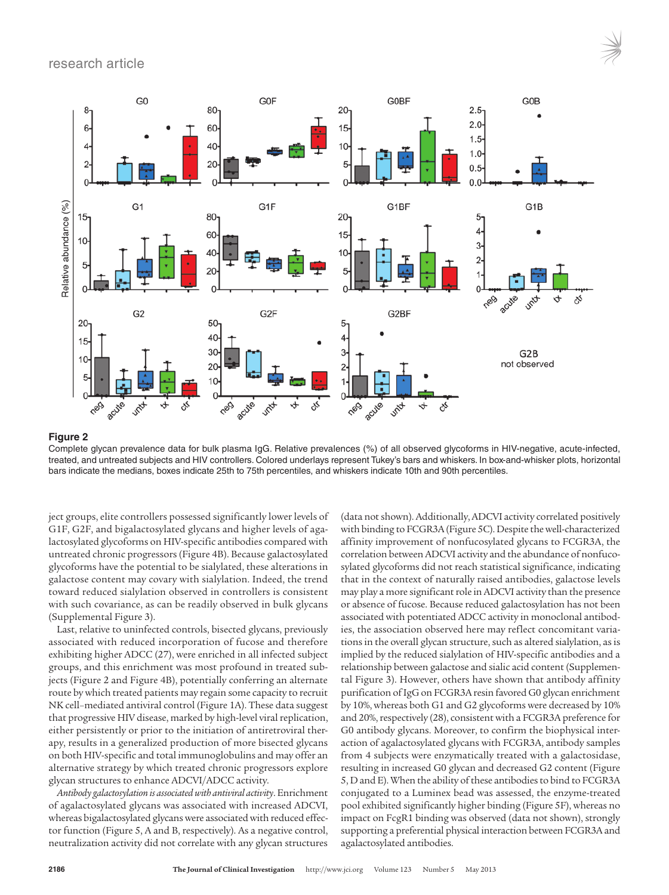**Figure 2**

Complete glycan prevalence data for bulk plasma IgG. Relative prevalences (%) of all observed glycoforms in HIV-negative, acute-infected, treated, and untreated subjects and HIV controllers. Colored underlays represent Tukey's bars and whiskers. In box-and-whisker plots, horizontal bars indicate the medians, boxes indicate 25th to 75th percentiles, and whiskers indicate 10th and 90th percentiles.

ject groups, elite controllers possessed significantly lower levels of G1F, G2F, and bigalactosylated glycans and higher levels of agalactosylated glycoforms on HIV-specific antibodies compared with untreated chronic progressors (Figure 4B). Because galactosylated glycoforms have the potential to be sialylated, these alterations in galactose content may covary with sialylation. Indeed, the trend toward reduced sialylation observed in controllers is consistent with such covariance, as can be readily observed in bulk glycans (Supplemental Figure 3).

Last, relative to uninfected controls, bisected glycans, previously associated with reduced incorporation of fucose and therefore exhibiting higher ADCC (27), were enriched in all infected subject groups, and this enrichment was most profound in treated subjects (Figure 2 and Figure 4B), potentially conferring an alternate route by which treated patients may regain some capacity to recruit NK cell–mediated antiviral control (Figure 1A). These data suggest that progressive HIV disease, marked by high-level viral replication, either persistently or prior to the initiation of antiretroviral therapy, results in a generalized production of more bisected glycans on both HIV-specific and total immunoglobulins and may offer an alternative strategy by which treated chronic progressors explore glycan structures to enhance ADCVI/ADCC activity.

*Antibody galactosylation is associated with antiviral activity.* Enrichment of agalactosylated glycans was associated with increased ADCVI, whereas bigalactosylated glycans were associated with reduced effector function (Figure 5, A and B, respectively). As a negative control, neutralization activity did not correlate with any glycan structures (data not shown). Additionally, ADCVI activity correlated positively with binding to FCGR3A (Figure 5C). Despite the well-characterized affinity improvement of nonfucosylated glycans to FCGR3A, the correlation between ADCVI activity and the abundance of nonfucosylated glycoforms did not reach statistical significance, indicating that in the context of naturally raised antibodies, galactose levels may play a more significant role in ADCVI activity than the presence or absence of fucose. Because reduced galactosylation has not been associated with potentiated ADCC activity in monoclonal antibodies, the association observed here may reflect concomitant variations in the overall glycan structure, such as altered sialylation, as is implied by the reduced sialylation of HIV-specific antibodies and a relationship between galactose and sialic acid content (Supplemental Figure 3). However, others have shown that antibody affinity purification of IgG on FCGR3A resin favored G0 glycan enrichment by 10%, whereas both G1 and G2 glycoforms were decreased by 10% and 20%, respectively (28), consistent with a FCGR3A preference for G0 antibody glycans. Moreover, to confirm the biophysical interaction of agalactosylated glycans with FCGR3A, antibody samples from 4 subjects were enzymatically treated with a galactosidase, resulting in increased G0 glycan and decreased G2 content (Figure 5, D and E). When the ability of these antibodies to bind to FCGR3A conjugated to a Luminex bead was assessed, the enzyme-treated pool exhibited significantly higher binding (Figure 5F), whereas no impact on FcgR1 binding was observed (data not shown), strongly supporting a preferential physical interaction between FCGR3A and agalactosylated antibodies.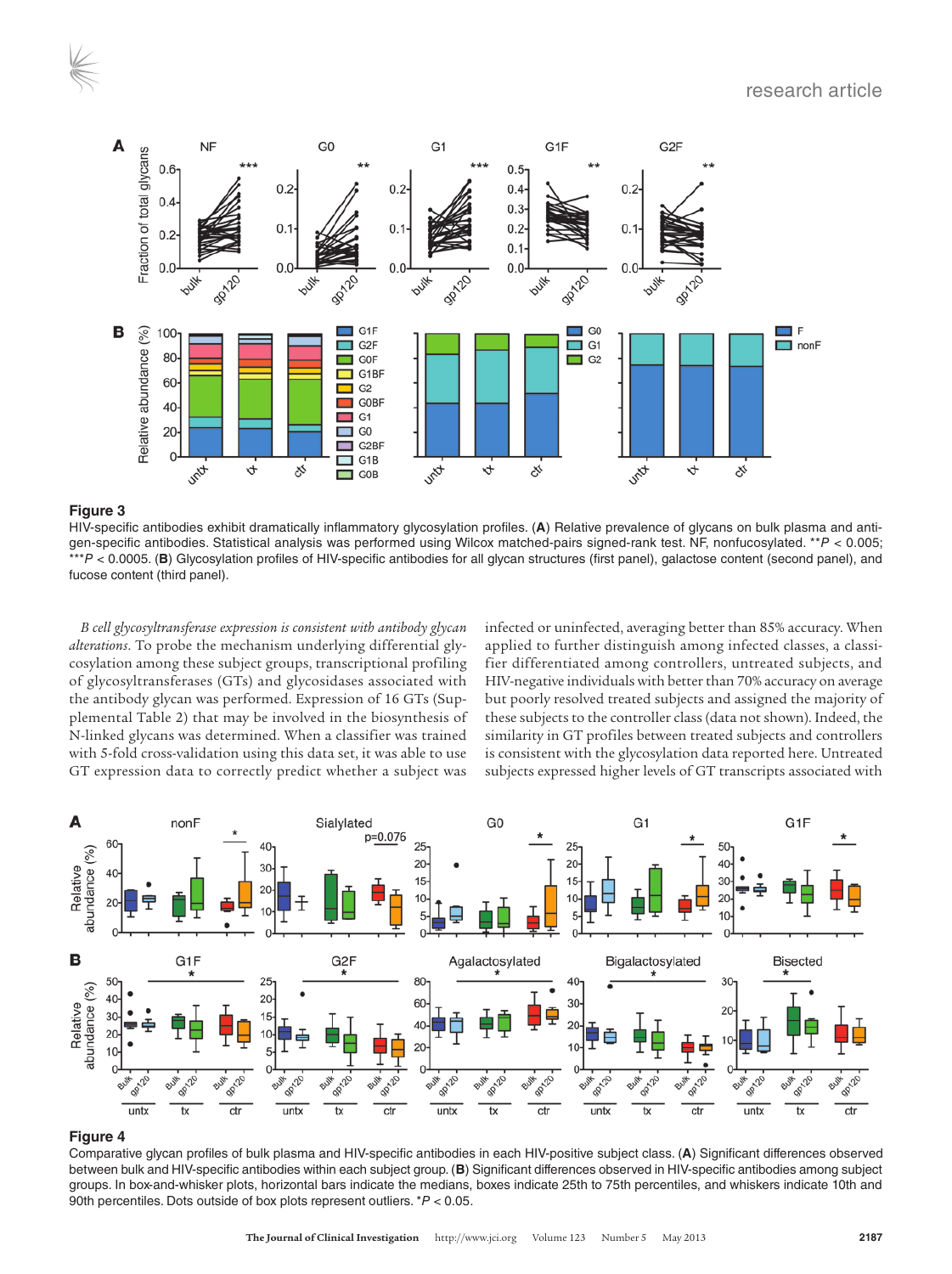**Figure 3**

HIV-specific antibodies exhibit dramatically inflammatory glycosylation profiles. (**A**) Relative prevalence of glycans on bulk plasma and antigen-specific antibodies. Statistical analysis was performed using Wilcox matched-pairs signed-rank test. NF, nonfucosylated. $^{**}P < 0.005$; $^{***}P < 0.0005$. (**B**) Glycosylation profiles of HIV-specific antibodies for all glycan structures (first panel), galactose content (second panel), and fucose content (third panel).

*B cell glycosyltransferase expression is consistent with antibody glycan alterations.* To probe the mechanism underlying differential glycosylation among these subject groups, transcriptional profiling of glycosyltransferases (GTs) and glycosidases associated with the antibody glycan was performed. Expression of 16 GTs (Supplemental Table 2) that may be involved in the biosynthesis of N-linked glycans was determined. When a classifier was trained with 5-fold cross-validation using this data set, it was able to use GT expression data to correctly predict whether a subject was infected or uninfected, averaging better than 85% accuracy. When applied to further distinguish among infected classes, a classifier differentiated among controllers, untreated subjects, and HIV-negative individuals with better than 70% accuracy on average but poorly resolved treated subjects and assigned the majority of these subjects to the controller class (data not shown). Indeed, the similarity in GT profiles between treated subjects and controllers is consistent with the glycosylation data reported here. Untreated subjects expressed higher levels of GT transcripts associated with

**Figure 4**

Comparative glycan profiles of bulk plasma and HIV-specific antibodies in each HIV-positive subject class. (**A**) Significant differences observed between bulk and HIV-specific antibodies within each subject group. (**B**) Significant differences observed in HIV-specific antibodies among subject groups. In box-and-whisker plots, horizontal bars indicate the medians, boxes indicate 25th to 75th percentiles, and whiskers indicate 10th and 90th percentiles. Dots outside of box plots represent outliers. $^{*}P < 0.05$.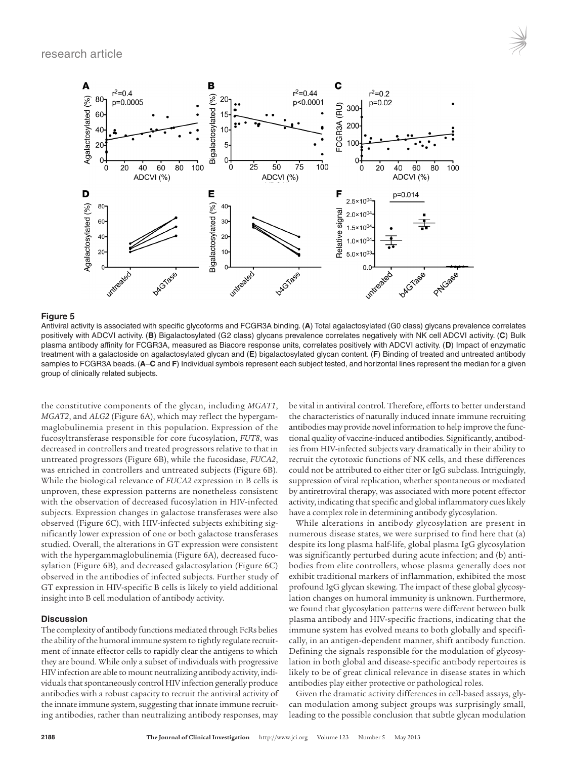**Figure 5**

Antiviral activity is associated with specific glycoforms and FCGR3A binding. (**A**) Total agalactosylated (G0 class) glycans prevalence correlates positively with ADCVI activity. (**B**) Bigalactosylated (G2 class) glycans prevalence correlates negatively with NK cell ADCVI activity. (**C**) Bulk plasma antibody affinity for FCGR3A, measured as Biacore response units, correlates positively with ADCVI activity. (**D**) Impact of enzymatic treatment with a galactoside on agalactosylated glycan and (**E**) bigalactosylated glycan content. (**F**) Binding of treated and untreated antibody samples to FCGR3A beads. (**A**–**C** and **F**) Individual symbols represent each subject tested, and horizontal lines represent the median for a given group of clinically related subjects.

the constitutive components of the glycan, including *MGAT1*, *MGAT2*, and *ALG2* (Figure 6A), which may reflect the hypergammaglobulinemia present in this population. Expression of the fucosyltransferase responsible for core fucosylation, *FUT8*, was decreased in controllers and treated progressors relative to that in untreated progressors (Figure 6B), while the fucosidase, *FUCA2*, was enriched in controllers and untreated subjects (Figure 6B). While the biological relevance of *FUCA2* expression in B cells is unproven, these expression patterns are nonetheless consistent with the observation of decreased fucosylation in HIV-infected subjects. Expression changes in galactose transferases were also observed (Figure 6C), with HIV-infected subjects exhibiting significantly lower expression of one or both galactose transferases studied. Overall, the alterations in GT expression were consistent with the hypergammaglobulinemia (Figure 6A), decreased fucosylation (Figure 6B), and decreased galactosylation (Figure 6C) observed in the antibodies of infected subjects. Further study of GT expression in HIV-specific B cells is likely to yield additional insight into B cell modulation of antibody activity.

## Discussion

The complexity of antibody functions mediated through FcRs belies the ability of the humoral immune system to tightly regulate recruitment of innate effector cells to rapidly clear the antigens to which they are bound. While only a subset of individuals with progressive HIV infection are able to mount neutralizing antibody activity, individuals that spontaneously control HIV infection generally produce antibodies with a robust capacity to recruit the antiviral activity of the innate immune system, suggesting that innate immune recruiting antibodies, rather than neutralizing antibody responses, may be vital in antiviral control. Therefore, efforts to better understand the characteristics of naturally induced innate immune recruiting antibodies may provide novel information to help improve the functional quality of vaccine-induced antibodies. Significantly, antibodies from HIV-infected subjects vary dramatically in their ability to recruit the cytotoxic functions of NK cells, and these differences could not be attributed to either titer or IgG subclass. Intriguingly, suppression of viral replication, whether spontaneous or mediated by antiretroviral therapy, was associated with more potent effector activity, indicating that specific and global inflammatory cues likely have a complex role in determining antibody glycosylation.

While alterations in antibody glycosylation are present in numerous disease states, we were surprised to find here that (a) despite its long plasma half-life, global plasma IgG glycosylation was significantly perturbed during acute infection; and (b) antibodies from elite controllers, whose plasma generally does not exhibit traditional markers of inflammation, exhibited the most profound IgG glycan skewing. The impact of these global glycosylation changes on humoral immunity is unknown. Furthermore, we found that glycosylation patterns were different between bulk plasma antibody and HIV-specific fractions, indicating that the immune system has evolved means to both globally and specifically, in an antigen-dependent manner, shift antibody function. Defining the signals responsible for the modulation of glycosylation in both global and disease-specific antibody repertoires is likely to be of great clinical relevance in disease states in which antibodies play either protective or pathological roles.

Given the dramatic activity differences in cell-based assays, glycan modulation among subject groups was surprisingly small, leading to the possible conclusion that subtle glycan modulation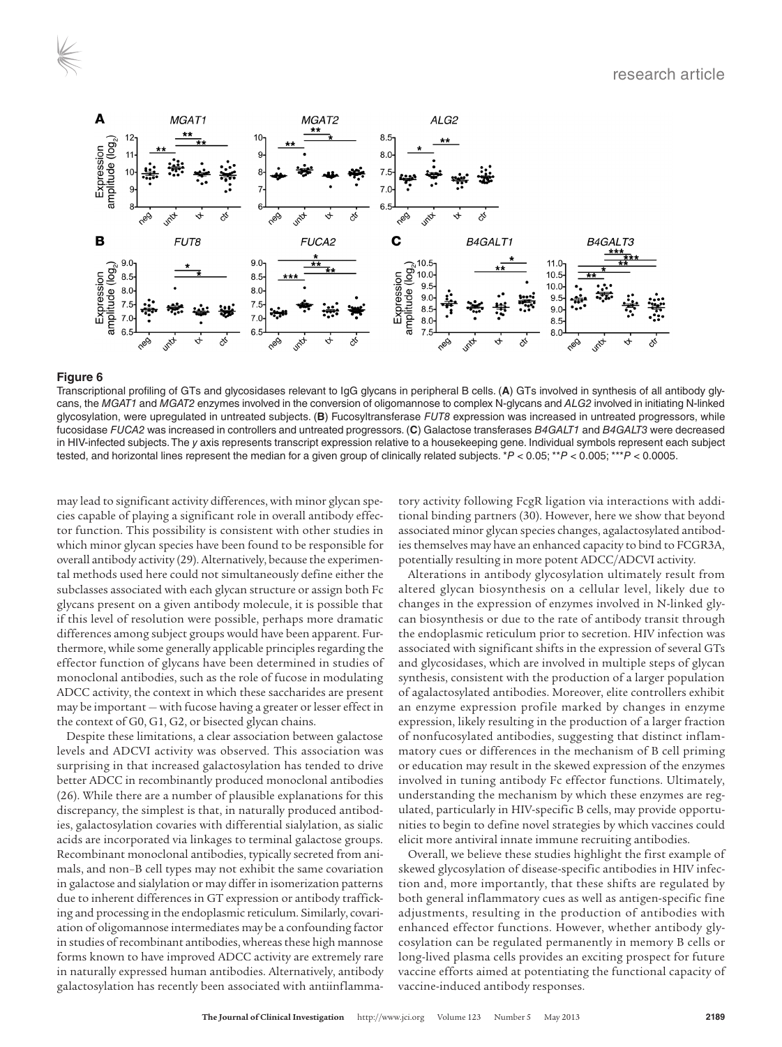**Figure 6**

Transcriptional profiling of GTs and glycosidases relevant to IgG glycans in peripheral B cells. (**A**) GTs involved in synthesis of all antibody glycans, the *MGAT1* and *MGAT2* enzymes involved in the conversion of oligomannose to complex N-glycans and *ALG2* involved in initiating N-linked glycosylation, were upregulated in untreated subjects. (**B**) Fucosyltransferase *FUT8* expression was increased in untreated progressors, while fucosidase *FUCA2* was increased in controllers and untreated progressors. (**C**) Galactose transferases *B4GALT1* and *B4GALT3* were decreased in HIV-infected subjects. The *y* axis represents transcript expression relative to a housekeeping gene. Individual symbols represent each subject tested, and horizontal lines represent the median for a given group of clinically related subjects. \*$P < 0.05$; \*\*$P < 0.005$; \*\*\*$P < 0.0005$.

may lead to significant activity differences, with minor glycan species capable of playing a significant role in overall antibody effector function. This possibility is consistent with other studies in which minor glycan species have been found to be responsible for overall antibody activity (29). Alternatively, because the experimental methods used here could not simultaneously define either the subclasses associated with each glycan structure or assign both Fc glycans present on a given antibody molecule, it is possible that if this level of resolution were possible, perhaps more dramatic differences among subject groups would have been apparent. Furthermore, while some generally applicable principles regarding the effector function of glycans have been determined in studies of monoclonal antibodies, such as the role of fucose in modulating ADCC activity, the context in which these saccharides are present may be important — with fucose having a greater or lesser effect in the context of G0, G1, G2, or bisected glycan chains.

Despite these limitations, a clear association between galactose levels and ADCVI activity was observed. This association was surprising in that increased galactosylation has tended to drive better ADCC in recombinantly produced monoclonal antibodies (26). While there are a number of plausible explanations for this discrepancy, the simplest is that, in naturally produced antibodies, galactosylation covaries with differential sialylation, as sialic acids are incorporated via linkages to terminal galactose groups. Recombinant monoclonal antibodies, typically secreted from animals, and non–B cell types may not exhibit the same covariation in galactose and sialylation or may differ in isomerization patterns due to inherent differences in GT expression or antibody trafficking and processing in the endoplasmic reticulum. Similarly, covariation of oligomannose intermediates may be a confounding factor in studies of recombinant antibodies, whereas these high mannose forms known to have improved ADCC activity are extremely rare in naturally expressed human antibodies. Alternatively, antibody galactosylation has recently been associated with antiinflammatory activity following FcgR ligation via interactions with additional binding partners (30). However, here we show that beyond associated minor glycan species changes, agalactosylated antibodies themselves may have an enhanced capacity to bind to FCGR3A, potentially resulting in more potent ADCC/ADCVI activity.

Alterations in antibody glycosylation ultimately result from altered glycan biosynthesis on a cellular level, likely due to changes in the expression of enzymes involved in N-linked glycan biosynthesis or due to the rate of antibody transit through the endoplasmic reticulum prior to secretion. HIV infection was associated with significant shifts in the expression of several GTs and glycosidases, which are involved in multiple steps of glycan synthesis, consistent with the production of a larger population of agalactosylated antibodies. Moreover, elite controllers exhibit an enzyme expression profile marked by changes in enzyme expression, likely resulting in the production of a larger fraction of nonfucosylated antibodies, suggesting that distinct inflammatory cues or differences in the mechanism of B cell priming or education may result in the skewed expression of the enzymes involved in tuning antibody Fc effector functions. Ultimately, understanding the mechanism by which these enzymes are regulated, particularly in HIV-specific B cells, may provide opportunities to begin to define novel strategies by which vaccines could elicit more antiviral innate immune recruiting antibodies.

Overall, we believe these studies highlight the first example of skewed glycosylation of disease-specific antibodies in HIV infection and, more importantly, that these shifts are regulated by both general inflammatory cues as well as antigen-specific fine adjustments, resulting in the production of antibodies with enhanced effector functions. However, whether antibody glycosylation can be regulated permanently in memory B cells or long-lived plasma cells provides an exciting prospect for future vaccine efforts aimed at potentiating the functional capacity of vaccine-induced antibody responses.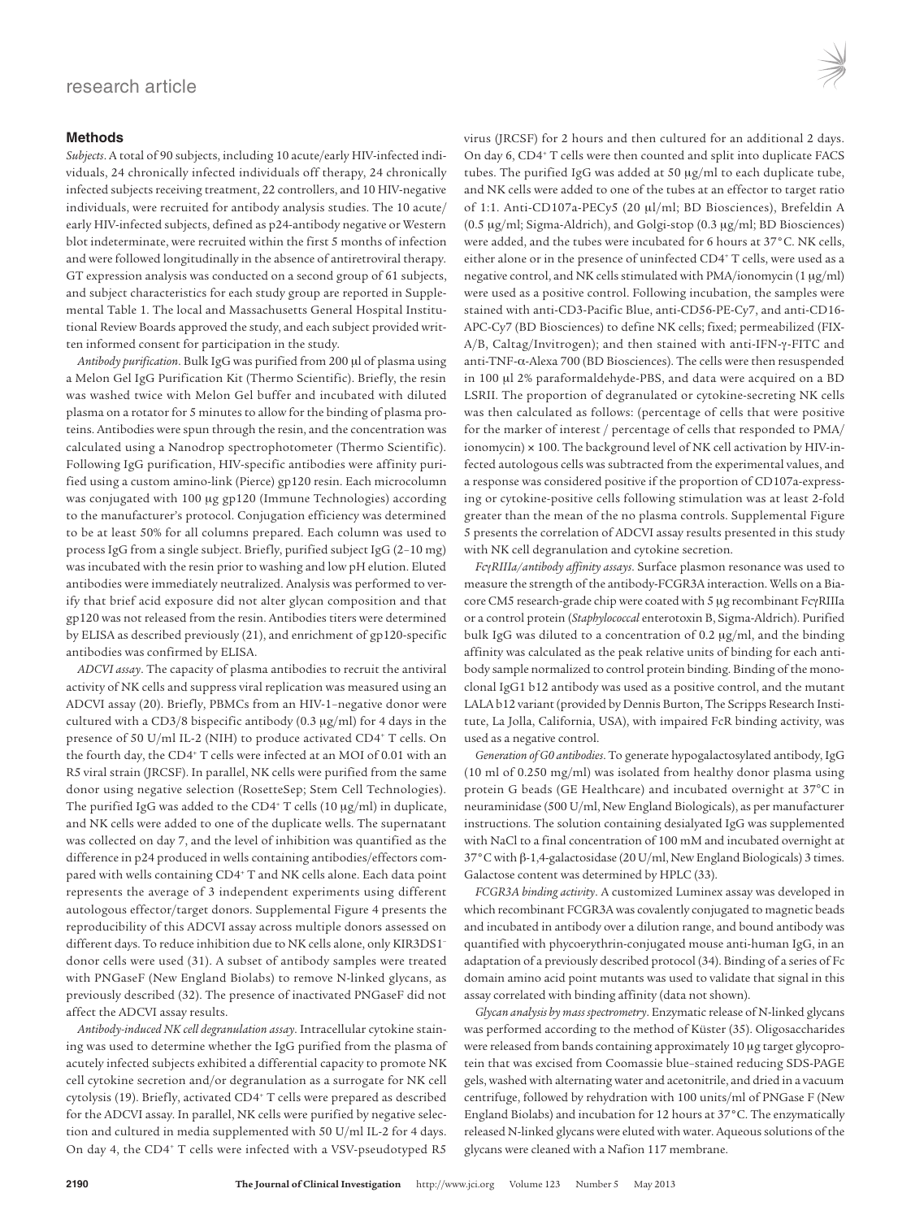## Methods

*Subjects*. A total of 90 subjects, including 10 acute/early HIV-infected individuals, 24 chronically infected individuals off therapy, 24 chronically infected subjects receiving treatment, 22 controllers, and 10 HIV-negative individuals, were recruited for antibody analysis studies. The 10 acute/early HIV-infected subjects, defined as p24-antibody negative or Western blot indeterminate, were recruited within the first 5 months of infection and were followed longitudinally in the absence of antiretroviral therapy. GT expression analysis was conducted on a second group of 61 subjects, and subject characteristics for each study group are reported in Supplemental Table 1. The local and Massachusetts General Hospital Institutional Review Boards approved the study, and each subject provided written informed consent for participation in the study.

*Antibody purification*. Bulk IgG was purified from 200 μl of plasma using a Melon Gel IgG Purification Kit (Thermo Scientific). Briefly, the resin was washed twice with Melon Gel buffer and incubated with diluted plasma on a rotator for 5 minutes to allow for the binding of plasma proteins. Antibodies were spun through the resin, and the concentration was calculated using a Nanodrop spectrophotometer (Thermo Scientific). Following IgG purification, HIV-specific antibodies were affinity purified using a custom amino-link (Pierce) gp120 resin. Each microcolumn was conjugated with 100 μg gp120 (Immune Technologies) according to the manufacturer's protocol. Conjugation efficiency was determined to be at least 50% for all columns prepared. Each column was used to process IgG from a single subject. Briefly, purified subject IgG (2–10 mg) was incubated with the resin prior to washing and low pH elution. Eluted antibodies were immediately neutralized. Analysis was performed to verify that brief acid exposure did not alter glycan composition and that gp120 was not released from the resin. Antibodies titers were determined by ELISA as described previously (21), and enrichment of gp120-specific antibodies was confirmed by ELISA.

*ADCVI assay*. The capacity of plasma antibodies to recruit the antiviral activity of NK cells and suppress viral replication was measured using an ADCVI assay (20). Briefly, PBMCs from an HIV-1–negative donor were cultured with a CD3/8 bispecific antibody (0.3 μg/ml) for 4 days in the presence of 50 U/ml IL-2 (NIH) to produce activated CD4$^+$ T cells. On the fourth day, the CD4$^+$ T cells were infected at an MOI of 0.01 with an R5 viral strain (JRCSF). In parallel, NK cells were purified from the same donor using negative selection (RosetteSep; Stem Cell Technologies). The purified IgG was added to the CD4$^+$ T cells (10 μg/ml) in duplicate, and NK cells were added to one of the duplicate wells. The supernatant was collected on day 7, and the level of inhibition was quantified as the difference in p24 produced in wells containing antibodies/effectors compared with wells containing CD4$^+$ T and NK cells alone. Each data point represents the average of 3 independent experiments using different autologous effector/target donors. Supplemental Figure 4 presents the reproducibility of this ADCVI assay across multiple donors assessed on different days. To reduce inhibition due to NK cells alone, only KIR3DS1$^-$ donor cells were used (31). A subset of antibody samples were treated with PNGaseF (New England Biolabs) to remove N-linked glycans, as previously described (32). The presence of inactivated PNGaseF did not affect the ADCVI assay results.

*Antibody-induced NK cell degranulation assay*. Intracellular cytokine staining was used to determine whether the IgG purified from the plasma of acutely infected subjects exhibited a differential capacity to promote NK cell cytokine secretion and/or degranulation as a surrogate for NK cell cytolysis (19). Briefly, activated CD4$^+$ T cells were prepared as described for the ADCVI assay. In parallel, NK cells were purified by negative selection and cultured in media supplemented with 50 U/ml IL-2 for 4 days. On day 4, the CD4$^+$ T cells were infected with a VSV-pseudotyped R5 virus (JRCSF) for 2 hours and then cultured for an additional 2 days. On day 6, CD4$^+$ T cells were then counted and split into duplicate FACS tubes. The purified IgG was added at 50 μg/ml to each duplicate tube, and NK cells were added to one of the tubes at an effector to target ratio of 1:1. Anti-CD107a-PECy5 (20 μl/ml; BD Biosciences), Brefeldin A (0.5 μg/ml; Sigma-Aldrich), and Golgi-stop (0.3 μg/ml; BD Biosciences) were added, and the tubes were incubated for 6 hours at 37°C. NK cells, either alone or in the presence of uninfected CD4$^+$ T cells, were used as a negative control, and NK cells stimulated with PMA/ionomycin (1 μg/ml) were used as a positive control. Following incubation, the samples were stained with anti-CD3-Pacific Blue, anti-CD56-PE-Cy7, and anti-CD16-APC-Cy7 (BD Biosciences) to define NK cells; fixed; permeabilized (FIX-A/B, Caltag/Invitrogen); and then stained with anti-IFN-γ-FITC and anti-TNF-α-Alexa 700 (BD Biosciences). The cells were then resuspended in 100 μl 2% paraformaldehyde-PBS, and data were acquired on a BD LSRII. The proportion of degranulated or cytokine-secreting NK cells was then calculated as follows: (percentage of cells that were positive for the marker of interest / percentage of cells that responded to PMA/ionomycin) × 100. The background level of NK cell activation by HIV-infected autologous cells was subtracted from the experimental values, and a response was considered positive if the proportion of CD107a-expressing or cytokine-positive cells following stimulation was at least 2-fold greater than the mean of the no plasma controls. Supplemental Figure 5 presents the correlation of ADCVI assay results presented in this study with NK cell degranulation and cytokine secretion.

*FcγRIIIa/antibody affinity assays*. Surface plasmon resonance was used to measure the strength of the antibody-FCGR3A interaction. Wells on a Biacore CM5 research-grade chip were coated with 5 μg recombinant FcγRIIIa or a control protein (*Staphylococcal* enterotoxin B, Sigma-Aldrich). Purified bulk IgG was diluted to a concentration of 0.2 μg/ml, and the binding affinity was calculated as the peak relative units of binding for each antibody sample normalized to control protein binding. Binding of the monoclonal IgG1 b12 antibody was used as a positive control, and the mutant LALA b12 variant (provided by Dennis Burton, The Scripps Research Institute, La Jolla, California, USA), with impaired FcR binding activity, was used as a negative control.

*Generation of G0 antibodies*. To generate hypogalactosylated antibody, IgG (10 ml of 0.250 mg/ml) was isolated from healthy donor plasma using protein G beads (GE Healthcare) and incubated overnight at 37°C in neuraminidase (500 U/ml, New England Biologicals), as per manufacturer instructions. The solution containing desialyated IgG was supplemented with NaCl to a final concentration of 100 mM and incubated overnight at 37°C with β-1,4-galactosidase (20 U/ml, New England Biologicals) 3 times. Galactose content was determined by HPLC (33).

*FCGR3A binding activity*. A customized Luminex assay was developed in which recombinant FCGR3A was covalently conjugated to magnetic beads and incubated in antibody over a dilution range, and bound antibody was quantified with phycoerythrin-conjugated mouse anti-human IgG, in an adaptation of a previously described protocol (34). Binding of a series of Fc domain amino acid point mutants was used to validate that signal in this assay correlated with binding affinity (data not shown).

*Glycan analysis by mass spectrometry*. Enzymatic release of N-linked glycans was performed according to the method of Küster (35). Oligosaccharides were released from bands containing approximately 10 μg target glycoprotein that was excised from Coomassie blue–stained reducing SDS-PAGE gels, washed with alternating water and acetonitrile, and dried in a vacuum centrifuge, followed by rehydration with 100 units/ml of PNGase F (New England Biolabs) and incubation for 12 hours at 37°C. The enzymatically released N-linked glycans were eluted with water. Aqueous solutions of the glycans were cleaned with a Nafion 117 membrane.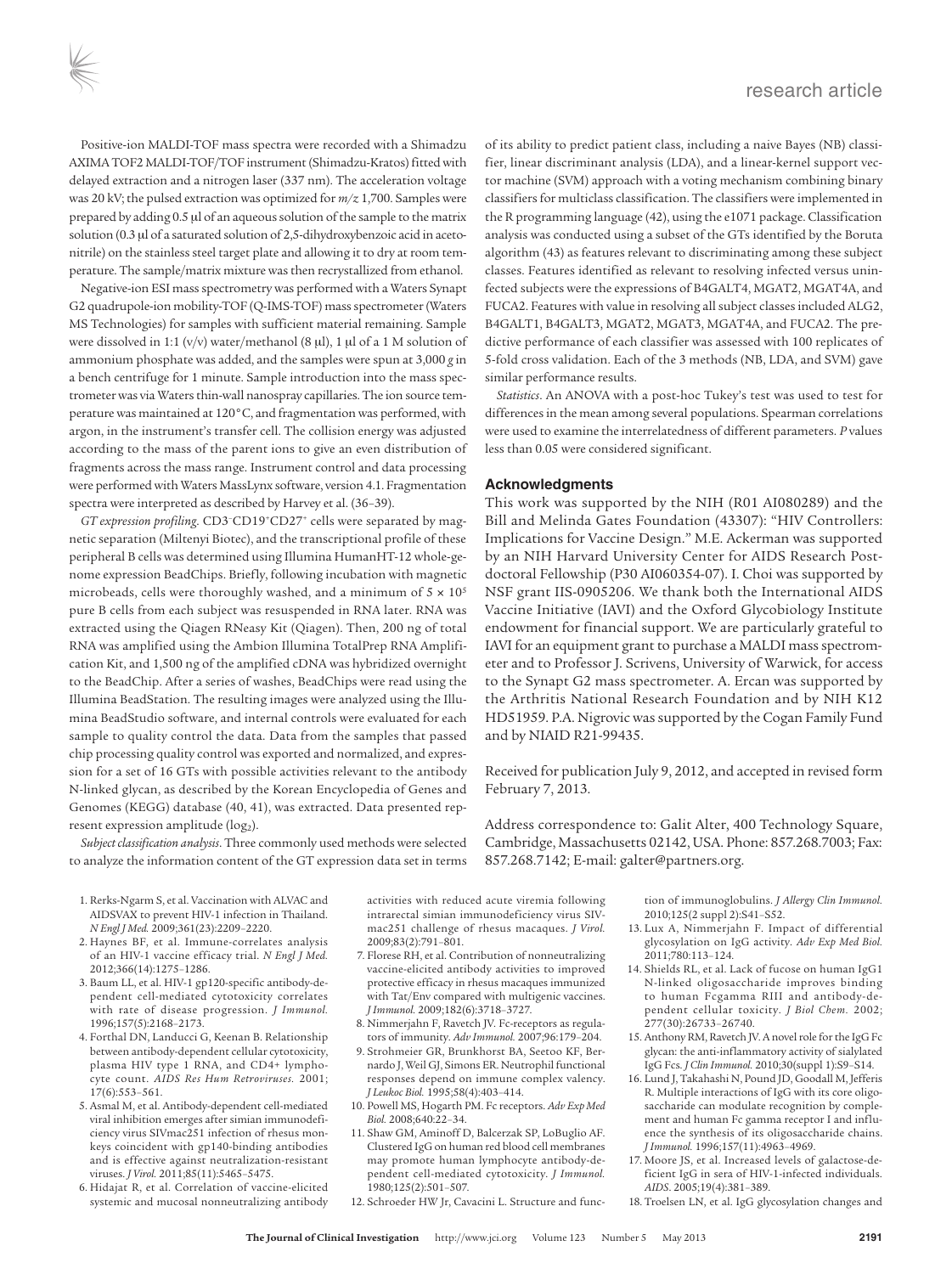Positive-ion MALDI-TOF mass spectra were recorded with a Shimadzu AXIMA TOF2 MALDI-TOF/TOF instrument (Shimadzu-Kratos) fitted with delayed extraction and a nitrogen laser (337 nm). The acceleration voltage was 20 kV; the pulsed extraction was optimized for $m/z$ 1,700. Samples were prepared by adding 0.5 μl of an aqueous solution of the sample to the matrix solution (0.3 μl of a saturated solution of 2,5-dihydroxybenzoic acid in acetonitrile) on the stainless steel target plate and allowing it to dry at room temperature. The sample/matrix mixture was then recrystallized from ethanol.

Negative-ion ESI mass spectrometry was performed with a Waters Synapt G2 quadrupole-ion mobility-TOF (Q-IMS-TOF) mass spectrometer (Waters MS Technologies) for samples with sufficient material remaining. Sample were dissolved in 1:1 (v/v) water/methanol (8 μl), 1 μl of a 1 M solution of ammonium phosphate was added, and the samples were spun at 3,000 *g* in a bench centrifuge for 1 minute. Sample introduction into the mass spectrometer was via Waters thin-wall nanospray capillaries. The ion source temperature was maintained at 120°C, and fragmentation was performed, with argon, in the instrument's transfer cell. The collision energy was adjusted according to the mass of the parent ions to give an even distribution of fragments across the mass range. Instrument control and data processing were performed with Waters MassLynx software, version 4.1. Fragmentation spectra were interpreted as described by Harvey et al. (36–39).

*GT expression profiling.* $CD3^{-}CD19^{+}CD27^{+}$ cells were separated by magnetic separation (Miltenyi Biotec), and the transcriptional profile of these peripheral B cells was determined using Illumina HumanHT-12 whole-genome expression BeadChips. Briefly, following incubation with magnetic microbeads, cells were thoroughly washed, and a minimum of $5 \times 10^5$ pure B cells from each subject was resuspended in RNA later. RNA was extracted using the Qiagen RNeasy Kit (Qiagen). Then, 200 ng of total RNA was amplified using the Ambion Illumina TotalPrep RNA Amplification Kit, and 1,500 ng of the amplified cDNA was hybridized overnight to the BeadChip. After a series of washes, BeadChips were read using the Illumina BeadStation. The resulting images were analyzed using the Illumina BeadStudio software, and internal controls were evaluated for each sample to quality control the data. Data from the samples that passed chip processing quality control was exported and normalized, and expression for a set of 16 GTs with possible activities relevant to the antibody N-linked glycan, as described by the Korean Encyclopedia of Genes and Genomes (KEGG) database (40, 41), was extracted. Data presented represent expression amplitude ($\log_2$).

*Subject classification analysis.* Three commonly used methods were selected to analyze the information content of the GT expression data set in terms of its ability to predict patient class, including a naive Bayes (NB) classifier, linear discriminant analysis (LDA), and a linear-kernel support vector machine (SVM) approach with a voting mechanism combining binary classifiers for multiclass classification. The classifiers were implemented in the R programming language (42), using the e1071 package. Classification analysis was conducted using a subset of the GTs identified by the Boruta algorithm (43) as features relevant to discriminating among these subject classes. Features identified as relevant to resolving infected versus uninfected subjects were the expressions of B4GALT4, MGAT2, MGAT4A, and FUCA2. Features with value in resolving all subject classes included ALG2, B4GALT1, B4GALT3, MGAT2, MGAT3, MGAT4A, and FUCA2. The predictive performance of each classifier was assessed with 100 replicates of 5-fold cross validation. Each of the 3 methods (NB, LDA, and SVM) gave similar performance results.

*Statistics.* An ANOVA with a post-hoc Tukey's test was used to test for differences in the mean among several populations. Spearman correlations were used to examine the interrelatedness of different parameters. $P$ values less than 0.05 were considered significant.

## Acknowledgments

This work was supported by the NIH (R01 AI080289) and the Bill and Melinda Gates Foundation (43307): "HIV Controllers: Implications for Vaccine Design." M.E. Ackerman was supported by an NIH Harvard University Center for AIDS Research Postdoctoral Fellowship (P30 AI060354-07). I. Choi was supported by NSF grant IIS-0905206. We thank both the International AIDS Vaccine Initiative (IAVI) and the Oxford Glycobiology Institute endowment for financial support. We are particularly grateful to IAVI for an equipment grant to purchase a MALDI mass spectrometer and to Professor J. Scrivens, University of Warwick, for access to the Synapt G2 mass spectrometer. A. Ercan was supported by the Arthritis National Research Foundation and by NIH K12 HD51959. P.A. Nigrovic was supported by the Cogan Family Fund and by NIAID R21-99435.

Received for publication July 9, 2012, and accepted in revised form February 7, 2013.

Address correspondence to: Galit Alter, 400 Technology Square, Cambridge, Massachusetts 02142, USA. Phone: 857.268.7003; Fax: 857.268.7142; E-mail: galter@partners.org.

1. Rerks-Ngarm S, et al. Vaccination with ALVAC and AIDSVAX to prevent HIV-1 infection in Thailand. *N Engl J Med.* 2009;361(23):2209–2220.
2. Haynes BF, et al. Immune-correlates analysis of an HIV-1 vaccine efficacy trial. *N Engl J Med.* 2012;366(14):1275–1286.
3. Baum LL, et al. HIV-1 gp120-specific antibody-dependent cell-mediated cytotoxicity correlates with rate of disease progression. *J Immunol.* 1996;157(5):2168–2173.
4. Forthal DN, Landucci G, Keenan B. Relationship between antibody-dependent cellular cytotoxicity, plasma HIV type 1 RNA, and CD4+ lymphocyte count. *AIDS Res Hum Retroviruses.* 2001; 17(6):553–561.
5. Asmal M, et al. Antibody-dependent cell-mediated viral inhibition emerges after simian immunodeficiency virus SIVmac251 infection of rhesus monkeys coincident with gp140-binding antibodies and is effective against neutralization-resistant viruses. *J Virol.* 2011;85(11):5465–5475.
6. Hidajat R, et al. Correlation of vaccine-elicited systemic and mucosal nonneutralizing antibody activities with reduced acute viremia following intrarectal simian immunodeficiency virus SIVmac251 challenge of rhesus macaques. *J Virol.* 2009;83(2):791–801.
7. Florese RH, et al. Contribution of nonneutralizing vaccine-elicited antibody activities to improved protective efficacy in rhesus macaques immunized with Tat/Env compared with multigenic vaccines. *J Immunol.* 2009;182(6):3718–3727.
8. Nimmerjahn F, Ravetch JV. Fc-receptors as regulators of immunity. *Adv Immunol.* 2007;96:179–204.
9. Strohmeier GR, Brunkhorst BA, Seetoo KF, Bernardo J, Weil GJ, Simons ER. Neutrophil functional responses depend on immune complex valency. *J Leukoc Biol.* 1995;58(4):403–414.
10. Powell MS, Hogarth PM. Fc receptors. *Adv Exp Med Biol.* 2008;640:22–34.
11. Shaw GM, Aminoff D, Balcerzak SP, LoBuglio AF. Clustered IgG on human red blood cell membranes may promote human lymphocyte antibody-dependent cell-mediated cytotoxicity. *J Immunol.* 1980;125(2):501–507.
12. Schroeder HW Jr, Cavacini L. Structure and function of immunoglobulins. *J Allergy Clin Immunol.* 2010;125(2 suppl 2):S41–S52.
13. Lux A, Nimmerjahn F. Impact of differential glycosylation on IgG activity. *Adv Exp Med Biol.* 2011;780:113–124.
14. Shields RL, et al. Lack of fucose on human IgG1 N-linked oligosaccharide improves binding to human Fcgamma RIII and antibody-dependent cellular toxicity. *J Biol Chem.* 2002; 277(30):26733–26740.
15. Anthony RM, Ravetch JV. A novel role for the IgG Fc glycan: the anti-inflammatory activity of sialylated IgG Fcs. *J Clin Immunol.* 2010;30(suppl 1):S9–S14.
16. Lund J, Takahashi N, Pound JD, Goodall M, Jefferis R. Multiple interactions of IgG with its core oligosaccharide can modulate recognition by complement and human Fc gamma receptor I and influence the synthesis of its oligosaccharide chains. *J Immunol.* 1996;157(11):4963–4969.
17. Moore JS, et al. Increased levels of galactose-deficient IgG in sera of HIV-1-infected individuals. *AIDS.* 2005;19(4):381–389.
18. Troelsen LN, et al. IgG glycosylation changes and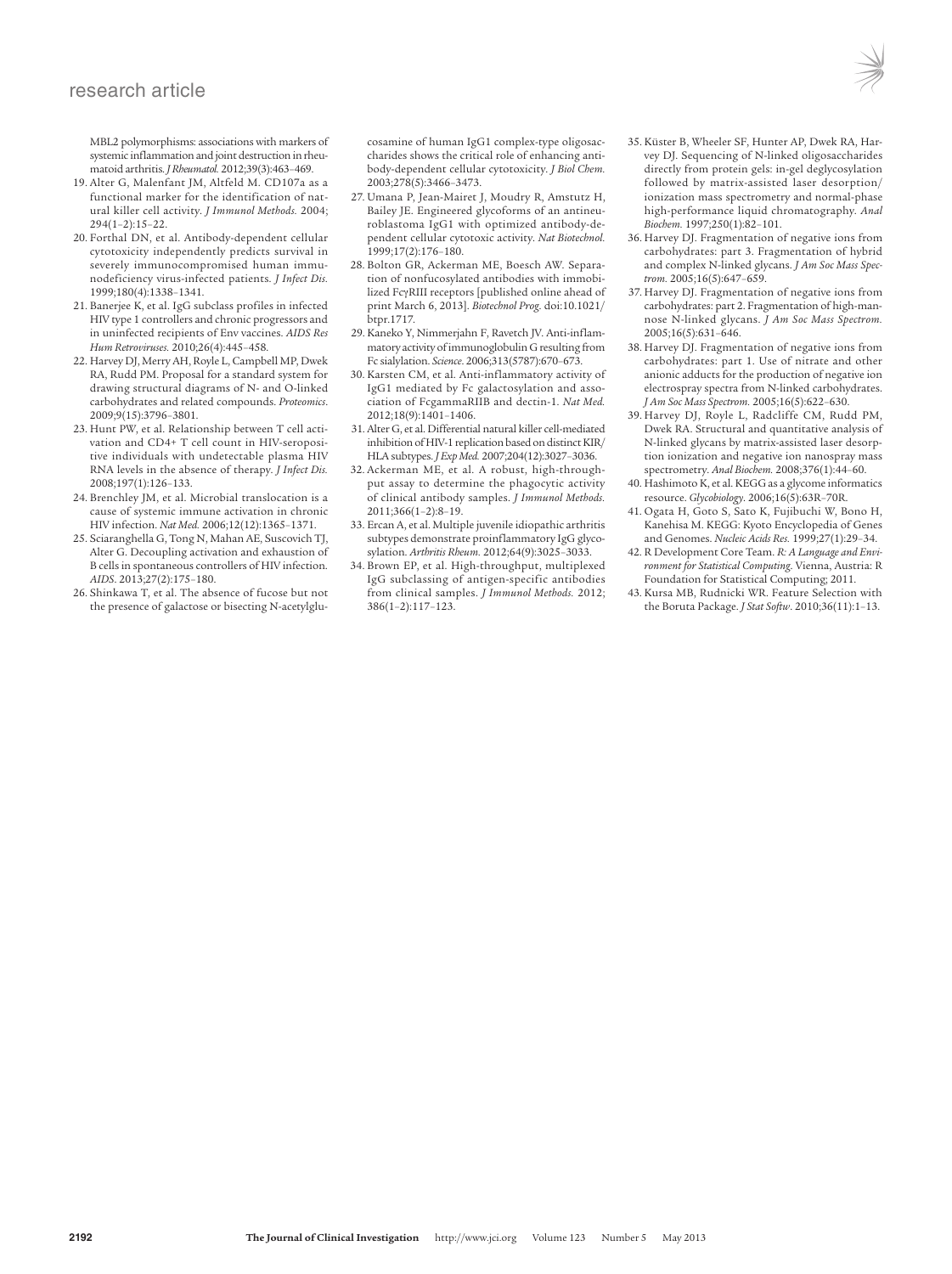MBL2 polymorphisms: associations with markers of systemic inflammation and joint destruction in rheumatoid arthritis. *J Rheumatol.* 2012;39(3):463–469.

19. Alter G, Malenfant JM, Altfeld M. CD107a as a functional marker for the identification of natural killer cell activity. *J Immunol Methods.* 2004; 294(1–2):15–22.
20. Forthal DN, et al. Antibody-dependent cellular cytotoxicity independently predicts survival in severely immunocompromised human immunodeficiency virus-infected patients. *J Infect Dis.* 1999;180(4):1338–1341.
21. Banerjee K, et al. IgG subclass profiles in infected HIV type 1 controllers and chronic progressors and in uninfected recipients of Env vaccines. *AIDS Res Hum Retroviruses.* 2010;26(4):445–458.
22. Harvey DJ, Merry AH, Royle L, Campbell MP, Dwek RA, Rudd PM. Proposal for a standard system for drawing structural diagrams of N- and O-linked carbohydrates and related compounds. *Proteomics*. 2009;9(15):3796–3801.
23. Hunt PW, et al. Relationship between T cell activation and CD4+ T cell count in HIV-seropositive individuals with undetectable plasma HIV RNA levels in the absence of therapy. *J Infect Dis.* 2008;197(1):126–133.
24. Brenchley JM, et al. Microbial translocation is a cause of systemic immune activation in chronic HIV infection. *Nat Med.* 2006;12(12):1365–1371.
25. Sciaranghella G, Tong N, Mahan AE, Suscovich TJ, Alter G. Decoupling activation and exhaustion of B cells in spontaneous controllers of HIV infection. *AIDS*. 2013;27(2):175–180.
26. Shinkawa T, et al. The absence of fucose but not the presence of galactose or bisecting N-acetylglucosamine of human IgG1 complex-type oligosaccharides shows the critical role of enhancing antibody-dependent cellular cytotoxicity. *J Biol Chem.* 2003;278(5):3466–3473.
27. Umana P, Jean-Mairet J, Moudry R, Amstutz H, Bailey JE. Engineered glycoforms of an antineuroblastoma IgG1 with optimized antibody-dependent cellular cytotoxic activity. *Nat Biotechnol.* 1999;17(2):176–180.
28. Bolton GR, Ackerman ME, Boesch AW. Separation of nonfucosylated antibodies with immobilized FcγRIII receptors [published online ahead of print March 6, 2013]. *Biotechnol Prog.* doi:10.1021/btpr.1717.
29. Kaneko Y, Nimmerjahn F, Ravetch JV. Anti-inflammatory activity of immunoglobulin G resulting from Fc sialylation. *Science*. 2006;313(5787):670–673.
30. Karsten CM, et al. Anti-inflammatory activity of IgG1 mediated by Fc galactosylation and association of FcgammaRIIB and dectin-1. *Nat Med.* 2012;18(9):1401–1406.
31. Alter G, et al. Differential natural killer cell-mediated inhibition of HIV-1 replication based on distinct KIR/HLA subtypes. *J Exp Med.* 2007;204(12):3027–3036.
32. Ackerman ME, et al. A robust, high-throughput assay to determine the phagocytic activity of clinical antibody samples. *J Immunol Methods.* 2011;366(1–2):8–19.
33. Ercan A, et al. Multiple juvenile idiopathic arthritis subtypes demonstrate proinflammatory IgG glycosylation. *Arthritis Rheum.* 2012;64(9):3025–3033.
34. Brown EP, et al. High-throughput, multiplexed IgG subclassing of antigen-specific antibodies from clinical samples. *J Immunol Methods.* 2012; 386(1–2):117–123.
35. Küster B, Wheeler SF, Hunter AP, Dwek RA, Harvey DJ. Sequencing of N-linked oligosaccharides directly from protein gels: in-gel deglycosylation followed by matrix-assisted laser desorption/ionization mass spectrometry and normal-phase high-performance liquid chromatography. *Anal Biochem.* 1997;250(1):82–101.
36. Harvey DJ. Fragmentation of negative ions from carbohydrates: part 3. Fragmentation of hybrid and complex N-linked glycans. *J Am Soc Mass Spectrom.* 2005;16(5):647–659.
37. Harvey DJ. Fragmentation of negative ions from carbohydrates: part 2. Fragmentation of high-mannose N-linked glycans. *J Am Soc Mass Spectrom.* 2005;16(5):631–646.
38. Harvey DJ. Fragmentation of negative ions from carbohydrates: part 1. Use of nitrate and other anionic adducts for the production of negative ion electrospray spectra from N-linked carbohydrates. *J Am Soc Mass Spectrom.* 2005;16(5):622–630.
39. Harvey DJ, Royle L, Radcliffe CM, Rudd PM, Dwek RA. Structural and quantitative analysis of N-linked glycans by matrix-assisted laser desorption ionization and negative ion nanospray mass spectrometry. *Anal Biochem.* 2008;376(1):44–60.
40. Hashimoto K, et al. KEGG as a glycome informatics resource. *Glycobiology.* 2006;16(5):63R–70R.
41. Ogata H, Goto S, Sato K, Fujibuchi W, Bono H, Kanehisa M. KEGG: Kyoto Encyclopedia of Genes and Genomes. *Nucleic Acids Res.* 1999;27(1):29–34.
42. R Development Core Team. *R: A Language and Environment for Statistical Computing*. Vienna, Austria: R Foundation for Statistical Computing; 2011.
43. Kursa MB, Rudnicki WR. Feature Selection with the Boruta Package. *J Stat Softw*. 2010;36(11):1–13.